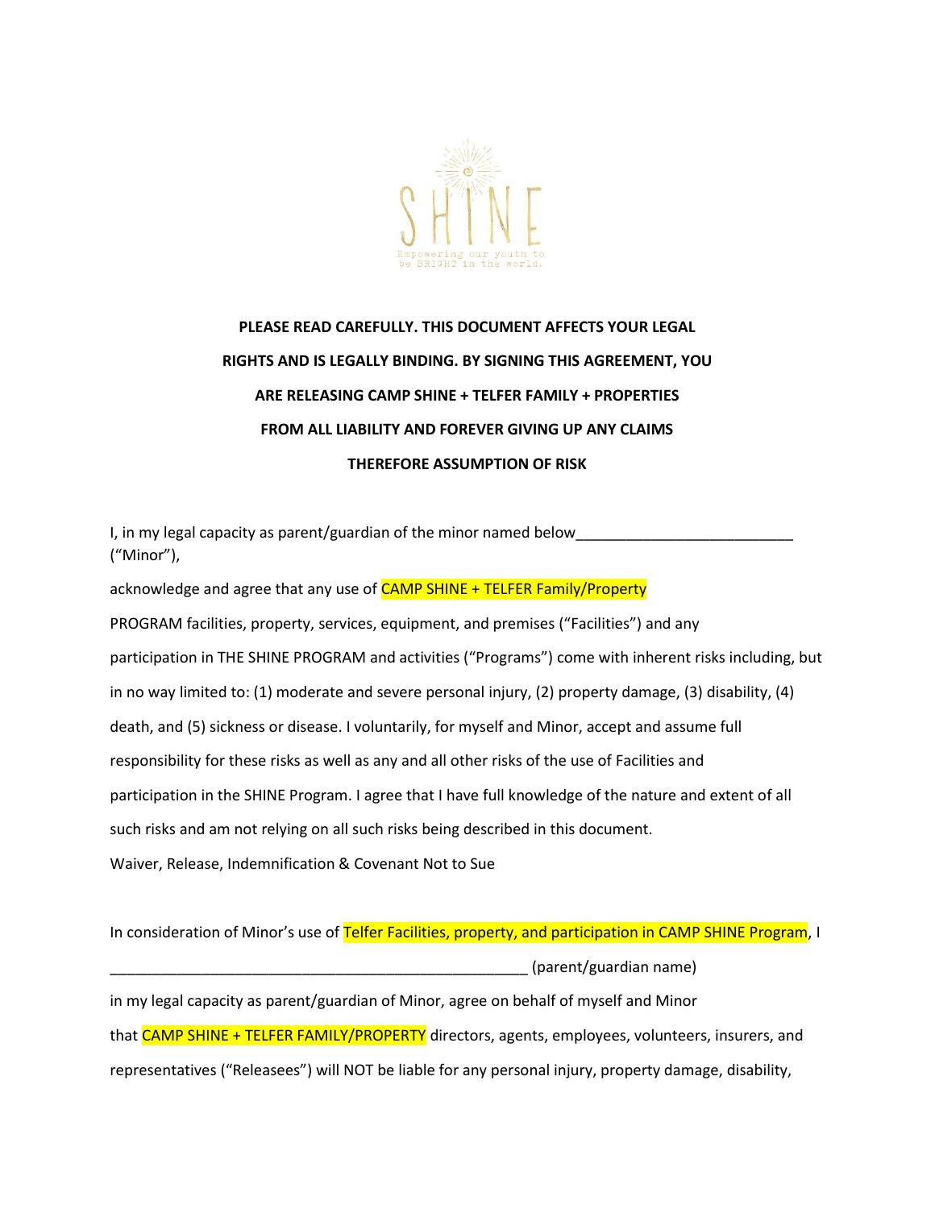SHINE

Empowering our youth to be BRIGHT in the world.

**PLEASE READ CAREFULLY. THIS DOCUMENT AFFECTS YOUR LEGAL RIGHTS AND IS LEGALLY BINDING. BY SIGNING THIS AGREEMENT, YOU ARE RELEASING CAMP SHINE + TELFER FAMILY + PROPERTIES FROM ALL LIABILITY AND FOREVER GIVING UP ANY CLAIMS THEREFORE ASSUMPTION OF RISK**

I, in my legal capacity as parent/guardian of the minor named below__________________________ ("Minor"),

acknowledge and agree that any use of CAMP SHINE + TELFER Family/Property PROGRAM facilities, property, services, equipment, and premises ("Facilities") and any participation in THE SHINE PROGRAM and activities ("Programs") come with inherent risks including, but in no way limited to: (1) moderate and severe personal injury, (2) property damage, (3) disability, (4) death, and (5) sickness or disease. I voluntarily, for myself and Minor, accept and assume full responsibility for these risks as well as any and all other risks of the use of Facilities and participation in the SHINE Program. I agree that I have full knowledge of the nature and extent of all such risks and am not relying on all such risks being described in this document.

Waiver, Release, Indemnification & Covenant Not to Sue

In consideration of Minor's use of Telfer Facilities, property, and participation in CAMP SHINE Program, I

____________________________________________________ (parent/guardian name)

in my legal capacity as parent/guardian of Minor, agree on behalf of myself and Minor that CAMP SHINE + TELFER FAMILY/PROPERTY directors, agents, employees, volunteers, insurers, and representatives ("Releasees") will NOT be liable for any personal injury, property damage, disability,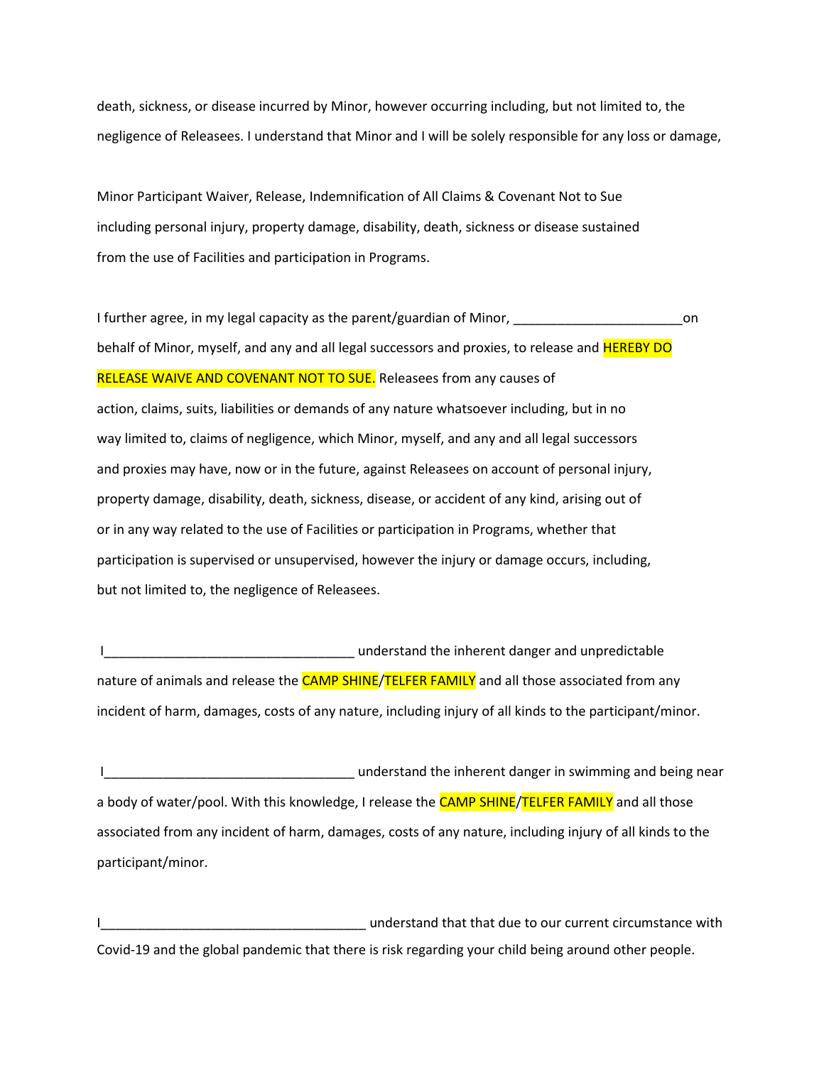death, sickness, or disease incurred by Minor, however occurring including, but not limited to, the negligence of Releasees. I understand that Minor and I will be solely responsible for any loss or damage,

Minor Participant Waiver, Release, Indemnification of All Claims & Covenant Not to Sue

including personal injury, property damage, disability, death, sickness or disease sustained from the use of Facilities and participation in Programs.

I further agree, in my legal capacity as the parent/guardian of Minor, _______________________on behalf of Minor, myself, and any and all legal successors and proxies, to release and HEREBY DO RELEASE WAIVE AND COVENANT NOT TO SUE. Releasees from any causes of action, claims, suits, liabilities or demands of any nature whatsoever including, but in no way limited to, claims of negligence, which Minor, myself, and any and all legal successors and proxies may have, now or in the future, against Releasees on account of personal injury, property damage, disability, death, sickness, disease, or accident of any kind, arising out of or in any way related to the use of Facilities or participation in Programs, whether that participation is supervised or unsupervised, however the injury or damage occurs, including, but not limited to, the negligence of Releasees.

I__________________________________ understand the inherent danger and unpredictable nature of animals and release the CAMP SHINE/TELFER FAMILY and all those associated from any incident of harm, damages, costs of any nature, including injury of all kinds to the participant/minor.

I__________________________________ understand the inherent danger in swimming and being near a body of water/pool. With this knowledge, I release the CAMP SHINE/TELFER FAMILY and all those associated from any incident of harm, damages, costs of any nature, including injury of all kinds to the participant/minor.

I____________________________________ understand that that due to our current circumstance with Covid-19 and the global pandemic that there is risk regarding your child being around other people.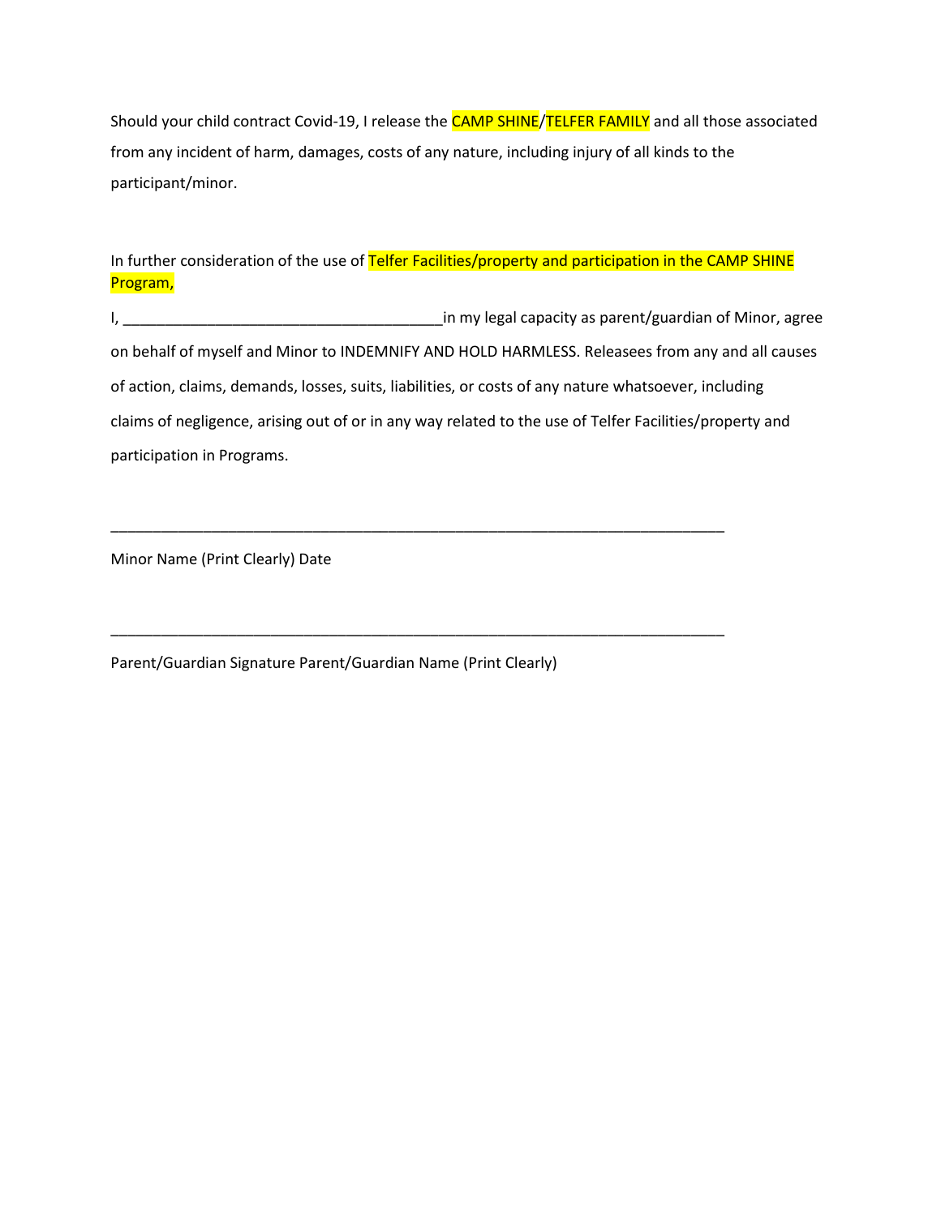Should your child contract Covid-19, I release the CAMP SHINE/TELFER FAMILY and all those associated from any incident of harm, damages, costs of any nature, including injury of all kinds to the participant/minor.

In further consideration of the use of Telfer Facilities/property and participation in the CAMP SHINE Program,

I, _____________________________________in my legal capacity as parent/guardian of Minor, agree on behalf of myself and Minor to INDEMNIFY AND HOLD HARMLESS. Releasees from any and all causes of action, claims, demands, losses, suits, liabilities, or costs of any nature whatsoever, including claims of negligence, arising out of or in any way related to the use of Telfer Facilities/property and participation in Programs.

___________________________________________________________________________

Minor Name (Print Clearly) Date

___________________________________________________________________________

Parent/Guardian Signature Parent/Guardian Name (Print Clearly)